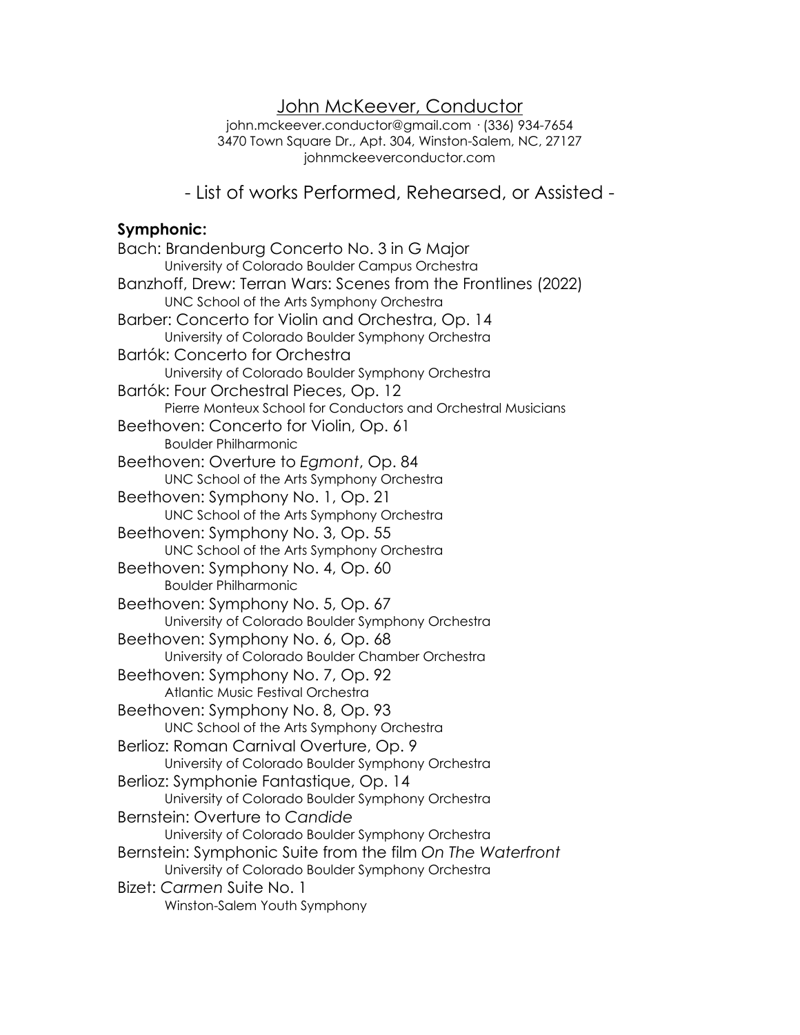# John McKeever, Conductor

john.mckeever.conductor@gmail.com · (336) 934-7654
3470 Town Square Dr., Apt. 304, Winston-Salem, NC, 27127
johnmckeeverconductor.com

## - List of works Performed, Rehearsed, or Assisted -

**Symphonic:**

Bach: Brandenburg Concerto No. 3 in G Major
  University of Colorado Boulder Campus Orchestra

Banzhoff, Drew: Terran Wars: Scenes from the Frontlines (2022)
  UNC School of the Arts Symphony Orchestra

Barber: Concerto for Violin and Orchestra, Op. 14
  University of Colorado Boulder Symphony Orchestra

Bartók: Concerto for Orchestra
  University of Colorado Boulder Symphony Orchestra

Bartók: Four Orchestral Pieces, Op. 12
  Pierre Monteux School for Conductors and Orchestral Musicians

Beethoven: Concerto for Violin, Op. 61
  Boulder Philharmonic

Beethoven: Overture to *Egmont*, Op. 84
  UNC School of the Arts Symphony Orchestra

Beethoven: Symphony No. 1, Op. 21
  UNC School of the Arts Symphony Orchestra

Beethoven: Symphony No. 3, Op. 55
  UNC School of the Arts Symphony Orchestra

Beethoven: Symphony No. 4, Op. 60
  Boulder Philharmonic

Beethoven: Symphony No. 5, Op. 67
  University of Colorado Boulder Symphony Orchestra

Beethoven: Symphony No. 6, Op. 68
  University of Colorado Boulder Chamber Orchestra

Beethoven: Symphony No. 7, Op. 92
  Atlantic Music Festival Orchestra

Beethoven: Symphony No. 8, Op. 93
  UNC School of the Arts Symphony Orchestra

Berlioz: Roman Carnival Overture, Op. 9
  University of Colorado Boulder Symphony Orchestra

Berlioz: Symphonie Fantastique, Op. 14
  University of Colorado Boulder Symphony Orchestra

Bernstein: Overture to *Candide*
  University of Colorado Boulder Symphony Orchestra

Bernstein: Symphonic Suite from the film *On The Waterfront*
  University of Colorado Boulder Symphony Orchestra

Bizet: *Carmen* Suite No. 1
  Winston-Salem Youth Symphony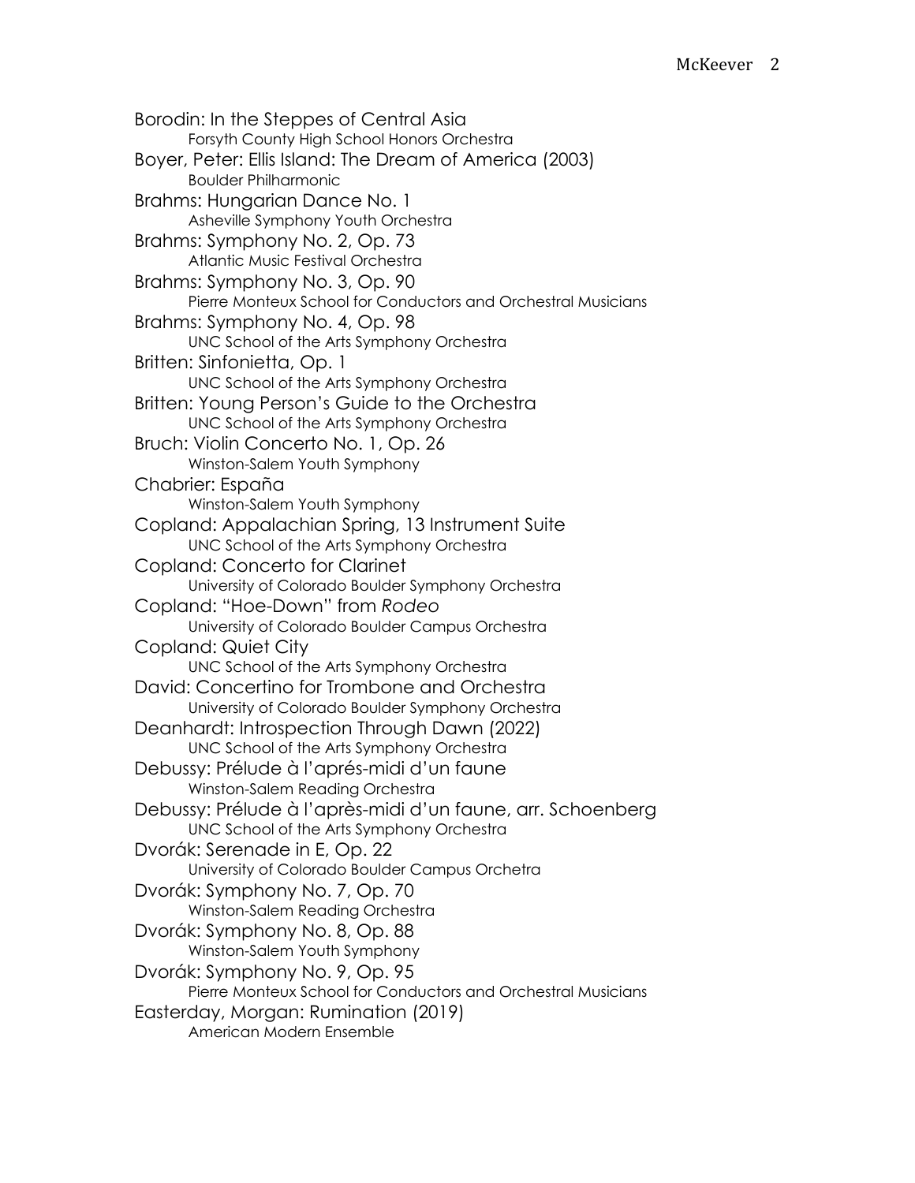Borodin: In the Steppes of Central Asia
    Forsyth County High School Honors Orchestra

Boyer, Peter: Ellis Island: The Dream of America (2003)
    Boulder Philharmonic

Brahms: Hungarian Dance No. 1
    Asheville Symphony Youth Orchestra

Brahms: Symphony No. 2, Op. 73
    Atlantic Music Festival Orchestra

Brahms: Symphony No. 3, Op. 90
    Pierre Monteux School for Conductors and Orchestral Musicians

Brahms: Symphony No. 4, Op. 98
    UNC School of the Arts Symphony Orchestra

Britten: Sinfonietta, Op. 1
    UNC School of the Arts Symphony Orchestra

Britten: Young Person's Guide to the Orchestra
    UNC School of the Arts Symphony Orchestra

Bruch: Violin Concerto No. 1, Op. 26
    Winston-Salem Youth Symphony

Chabrier: España
    Winston-Salem Youth Symphony

Copland: Appalachian Spring, 13 Instrument Suite
    UNC School of the Arts Symphony Orchestra

Copland: Concerto for Clarinet
    University of Colorado Boulder Symphony Orchestra

Copland: "Hoe-Down" from *Rodeo*
    University of Colorado Boulder Campus Orchestra

Copland: Quiet City
    UNC School of the Arts Symphony Orchestra

David: Concertino for Trombone and Orchestra
    University of Colorado Boulder Symphony Orchestra

Deanhardt: Introspection Through Dawn (2022)
    UNC School of the Arts Symphony Orchestra

Debussy: Prélude à l'aprés-midi d'un faune
    Winston-Salem Reading Orchestra

Debussy: Prélude à l'après-midi d'un faune, arr. Schoenberg
    UNC School of the Arts Symphony Orchestra

Dvorák: Serenade in E, Op. 22
    University of Colorado Boulder Campus Orchetra

Dvorák: Symphony No. 7, Op. 70
    Winston-Salem Reading Orchestra

Dvorák: Symphony No. 8, Op. 88
    Winston-Salem Youth Symphony

Dvorák: Symphony No. 9, Op. 95
    Pierre Monteux School for Conductors and Orchestral Musicians

Easterday, Morgan: Rumination (2019)
    American Modern Ensemble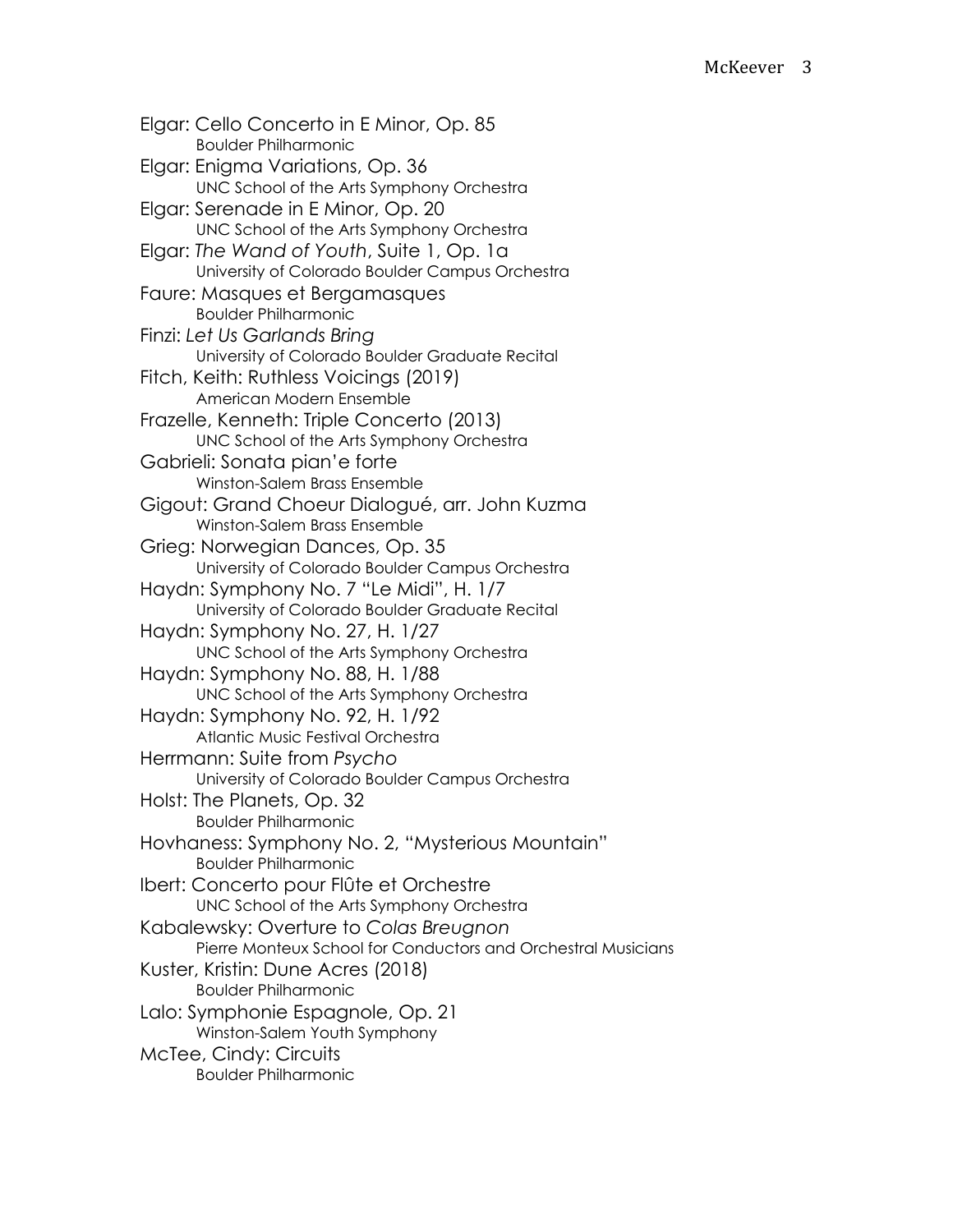Elgar: Cello Concerto in E Minor, Op. 85
    Boulder Philharmonic

Elgar: Enigma Variations, Op. 36
    UNC School of the Arts Symphony Orchestra

Elgar: Serenade in E Minor, Op. 20
    UNC School of the Arts Symphony Orchestra

Elgar: *The Wand of Youth*, Suite 1, Op. 1a
    University of Colorado Boulder Campus Orchestra

Faure: Masques et Bergamasques
    Boulder Philharmonic

Finzi: *Let Us Garlands Bring*
    University of Colorado Boulder Graduate Recital

Fitch, Keith: Ruthless Voicings (2019)
    American Modern Ensemble

Frazelle, Kenneth: Triple Concerto (2013)
    UNC School of the Arts Symphony Orchestra

Gabrieli: Sonata pian'e forte
    Winston-Salem Brass Ensemble

Gigout: Grand Choeur Dialogué, arr. John Kuzma
    Winston-Salem Brass Ensemble

Grieg: Norwegian Dances, Op. 35
    University of Colorado Boulder Campus Orchestra

Haydn: Symphony No. 7 "Le Midi", H. 1/7
    University of Colorado Boulder Graduate Recital

Haydn: Symphony No. 27, H. 1/27
    UNC School of the Arts Symphony Orchestra

Haydn: Symphony No. 88, H. 1/88
    UNC School of the Arts Symphony Orchestra

Haydn: Symphony No. 92, H. 1/92
    Atlantic Music Festival Orchestra

Herrmann: Suite from *Psycho*
    University of Colorado Boulder Campus Orchestra

Holst: The Planets, Op. 32
    Boulder Philharmonic

Hovhaness: Symphony No. 2, "Mysterious Mountain"
    Boulder Philharmonic

Ibert: Concerto pour Flûte et Orchestre
    UNC School of the Arts Symphony Orchestra

Kabalewsky: Overture to *Colas Breugnon*
    Pierre Monteux School for Conductors and Orchestral Musicians

Kuster, Kristin: Dune Acres (2018)
    Boulder Philharmonic

Lalo: Symphonie Espagnole, Op. 21
    Winston-Salem Youth Symphony

McTee, Cindy: Circuits
    Boulder Philharmonic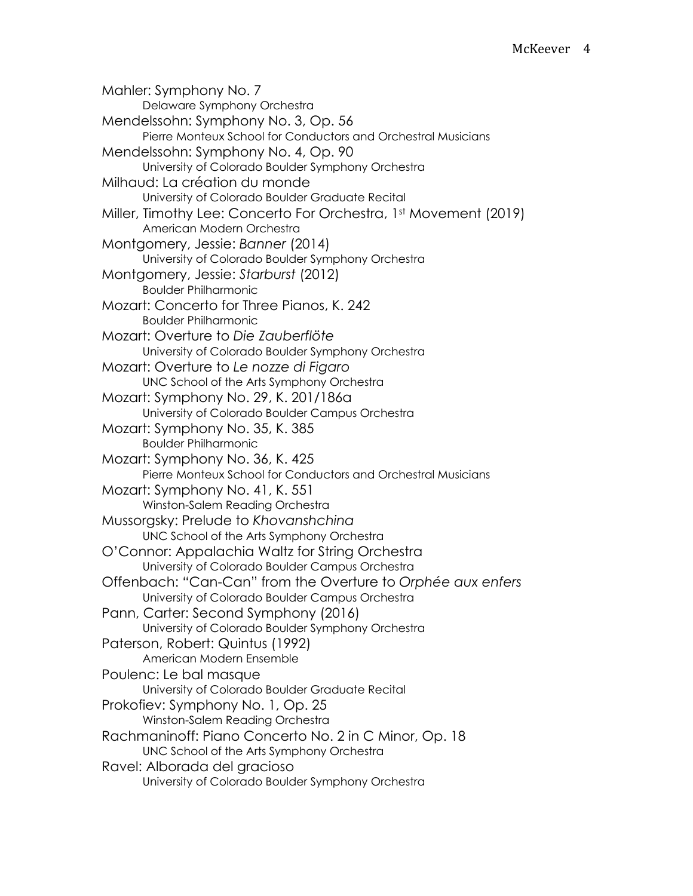Mahler: Symphony No. 7
    Delaware Symphony Orchestra

Mendelssohn: Symphony No. 3, Op. 56
    Pierre Monteux School for Conductors and Orchestral Musicians

Mendelssohn: Symphony No. 4, Op. 90
    University of Colorado Boulder Symphony Orchestra

Milhaud: La création du monde
    University of Colorado Boulder Graduate Recital

Miller, Timothy Lee: Concerto For Orchestra, 1st Movement (2019)
    American Modern Orchestra

Montgomery, Jessie: *Banner* (2014)
    University of Colorado Boulder Symphony Orchestra

Montgomery, Jessie: *Starburst* (2012)
    Boulder Philharmonic

Mozart: Concerto for Three Pianos, K. 242
    Boulder Philharmonic

Mozart: Overture to *Die Zauberflöte*
    University of Colorado Boulder Symphony Orchestra

Mozart: Overture to *Le nozze di Figaro*
    UNC School of the Arts Symphony Orchestra

Mozart: Symphony No. 29, K. 201/186a
    University of Colorado Boulder Campus Orchestra

Mozart: Symphony No. 35, K. 385
    Boulder Philharmonic

Mozart: Symphony No. 36, K. 425
    Pierre Monteux School for Conductors and Orchestral Musicians

Mozart: Symphony No. 41, K. 551
    Winston-Salem Reading Orchestra

Mussorgsky: Prelude to *Khovanshchina*
    UNC School of the Arts Symphony Orchestra

O'Connor: Appalachia Waltz for String Orchestra
    University of Colorado Boulder Campus Orchestra

Offenbach: "Can-Can" from the Overture to *Orphée aux enfers*
    University of Colorado Boulder Campus Orchestra

Pann, Carter: Second Symphony (2016)
    University of Colorado Boulder Symphony Orchestra

Paterson, Robert: Quintus (1992)
    American Modern Ensemble

Poulenc: Le bal masque
    University of Colorado Boulder Graduate Recital

Prokofiev: Symphony No. 1, Op. 25
    Winston-Salem Reading Orchestra

Rachmaninoff: Piano Concerto No. 2 in C Minor, Op. 18
    UNC School of the Arts Symphony Orchestra

Ravel: Alborada del gracioso
    University of Colorado Boulder Symphony Orchestra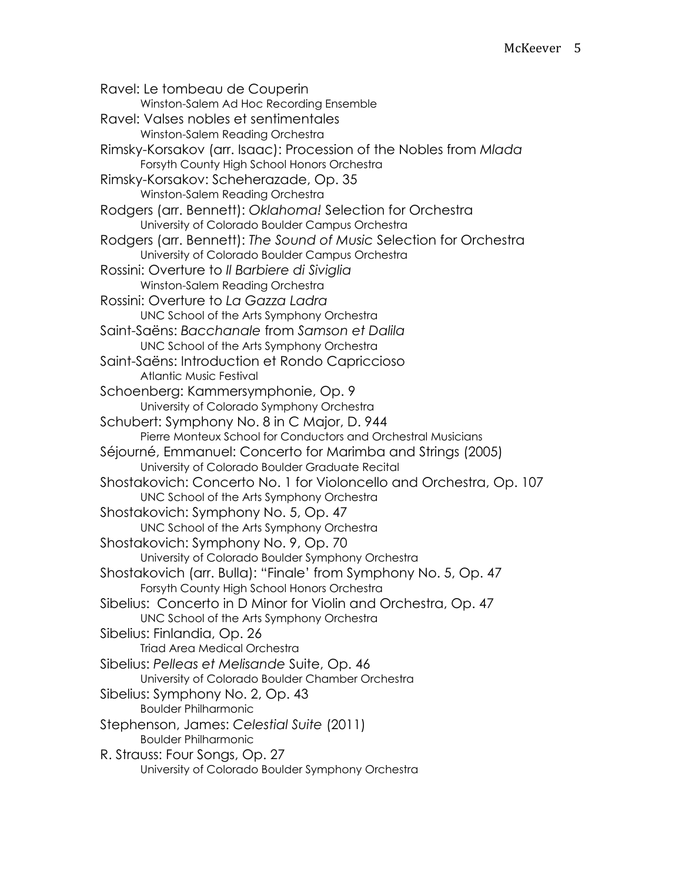Ravel: Le tombeau de Couperin
    Winston-Salem Ad Hoc Recording Ensemble
Ravel: Valses nobles et sentimentales
    Winston-Salem Reading Orchestra
Rimsky-Korsakov (arr. Isaac): Procession of the Nobles from *Mlada*
    Forsyth County High School Honors Orchestra
Rimsky-Korsakov: Scheherazade, Op. 35
    Winston-Salem Reading Orchestra
Rodgers (arr. Bennett): *Oklahoma!* Selection for Orchestra
    University of Colorado Boulder Campus Orchestra
Rodgers (arr. Bennett): *The Sound of Music* Selection for Orchestra
    University of Colorado Boulder Campus Orchestra
Rossini: Overture to *Il Barbiere di Siviglia*
    Winston-Salem Reading Orchestra
Rossini: Overture to *La Gazza Ladra*
    UNC School of the Arts Symphony Orchestra
Saint-Saëns: *Bacchanale* from *Samson et Dalila*
    UNC School of the Arts Symphony Orchestra
Saint-Saëns: Introduction et Rondo Capriccioso
    Atlantic Music Festival
Schoenberg: Kammersymphonie, Op. 9
    University of Colorado Symphony Orchestra
Schubert: Symphony No. 8 in C Major, D. 944
    Pierre Monteux School for Conductors and Orchestral Musicians
Séjourné, Emmanuel: Concerto for Marimba and Strings (2005)
    University of Colorado Boulder Graduate Recital
Shostakovich: Concerto No. 1 for Violoncello and Orchestra, Op. 107
    UNC School of the Arts Symphony Orchestra
Shostakovich: Symphony No. 5, Op. 47
    UNC School of the Arts Symphony Orchestra
Shostakovich: Symphony No. 9, Op. 70
    University of Colorado Boulder Symphony Orchestra
Shostakovich (arr. Bulla): "Finale' from Symphony No. 5, Op. 47
    Forsyth County High School Honors Orchestra
Sibelius: Concerto in D Minor for Violin and Orchestra, Op. 47
    UNC School of the Arts Symphony Orchestra
Sibelius: Finlandia, Op. 26
    Triad Area Medical Orchestra
Sibelius: *Pelleas et Melisande* Suite, Op. 46
    University of Colorado Boulder Chamber Orchestra
Sibelius: Symphony No. 2, Op. 43
    Boulder Philharmonic
Stephenson, James: *Celestial Suite* (2011)
    Boulder Philharmonic
R. Strauss: Four Songs, Op. 27
    University of Colorado Boulder Symphony Orchestra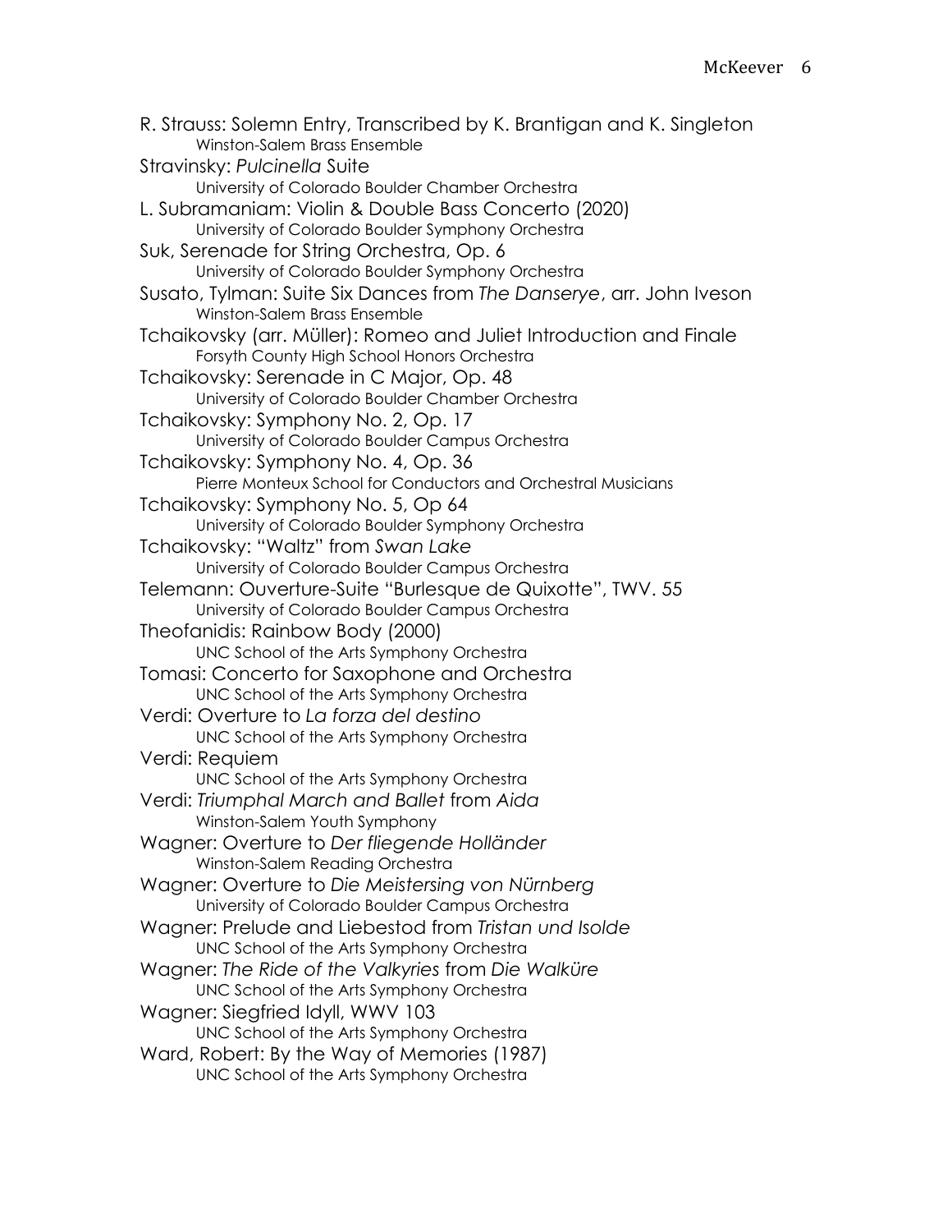R. Strauss: Solemn Entry, Transcribed by K. Brantigan and K. Singleton
Winston-Salem Brass Ensemble

Stravinsky: *Pulcinella* Suite
University of Colorado Boulder Chamber Orchestra

L. Subramaniam: Violin & Double Bass Concerto (2020)
University of Colorado Boulder Symphony Orchestra

Suk, Serenade for String Orchestra, Op. 6
University of Colorado Boulder Symphony Orchestra

Susato, Tylman: Suite Six Dances from *The Danserye*, arr. John Iveson
Winston-Salem Brass Ensemble

Tchaikovsky (arr. Müller): Romeo and Juliet Introduction and Finale
Forsyth County High School Honors Orchestra

Tchaikovsky: Serenade in C Major, Op. 48
University of Colorado Boulder Chamber Orchestra

Tchaikovsky: Symphony No. 2, Op. 17
University of Colorado Boulder Campus Orchestra

Tchaikovsky: Symphony No. 4, Op. 36
Pierre Monteux School for Conductors and Orchestral Musicians

Tchaikovsky: Symphony No. 5, Op 64
University of Colorado Boulder Symphony Orchestra

Tchaikovsky: "Waltz" from *Swan Lake*
University of Colorado Boulder Campus Orchestra

Telemann: Ouverture-Suite "Burlesque de Quixotte", TWV. 55
University of Colorado Boulder Campus Orchestra

Theofanidis: Rainbow Body (2000)
UNC School of the Arts Symphony Orchestra

Tomasi: Concerto for Saxophone and Orchestra
UNC School of the Arts Symphony Orchestra

Verdi: Overture to *La forza del destino*
UNC School of the Arts Symphony Orchestra

Verdi: Requiem
UNC School of the Arts Symphony Orchestra

Verdi: *Triumphal March and Ballet* from *Aida*
Winston-Salem Youth Symphony

Wagner: Overture to *Der fliegende Holländer*
Winston-Salem Reading Orchestra

Wagner: Overture to *Die Meistersing von Nürnberg*
University of Colorado Boulder Campus Orchestra

Wagner: Prelude and Liebestod from *Tristan und Isolde*
UNC School of the Arts Symphony Orchestra

Wagner: *The Ride of the Valkyries* from *Die Walküre*
UNC School of the Arts Symphony Orchestra

Wagner: Siegfried Idyll, WWV 103
UNC School of the Arts Symphony Orchestra

Ward, Robert: By the Way of Memories (1987)
UNC School of the Arts Symphony Orchestra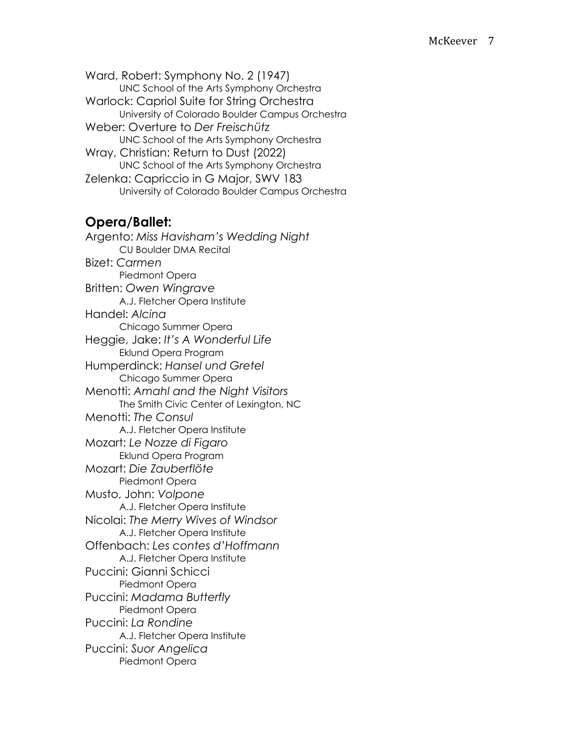Ward, Robert: Symphony No. 2 (1947)
UNC School of the Arts Symphony Orchestra

Warlock: Capriol Suite for String Orchestra
University of Colorado Boulder Campus Orchestra

Weber: Overture to *Der Freischütz*
UNC School of the Arts Symphony Orchestra

Wray, Christian: Return to Dust (2022)
UNC School of the Arts Symphony Orchestra

Zelenka: Capriccio in G Major, SWV 183
University of Colorado Boulder Campus Orchestra

## Opera/Ballet:

Argento: *Miss Havisham's Wedding Night*
CU Boulder DMA Recital

Bizet: *Carmen*
Piedmont Opera

Britten: *Owen Wingrave*
A.J. Fletcher Opera Institute

Handel: *Alcina*
Chicago Summer Opera

Heggie, Jake: *It's A Wonderful Life*
Eklund Opera Program

Humperdinck: *Hansel und Gretel*
Chicago Summer Opera

Menotti: *Amahl and the Night Visitors*
The Smith Civic Center of Lexington, NC

Menotti: *The Consul*
A.J. Fletcher Opera Institute

Mozart: *Le Nozze di Figaro*
Eklund Opera Program

Mozart: *Die Zauberflöte*
Piedmont Opera

Musto, John: *Volpone*
A.J. Fletcher Opera Institute

Nicolai: *The Merry Wives of Windsor*
A.J. Fletcher Opera Institute

Offenbach: *Les contes d'Hoffmann*
A.J. Fletcher Opera Institute

Puccini: Gianni Schicci
Piedmont Opera

Puccini: *Madama Butterfly*
Piedmont Opera

Puccini: *La Rondine*
A.J. Fletcher Opera Institute

Puccini: *Suor Angelica*
Piedmont Opera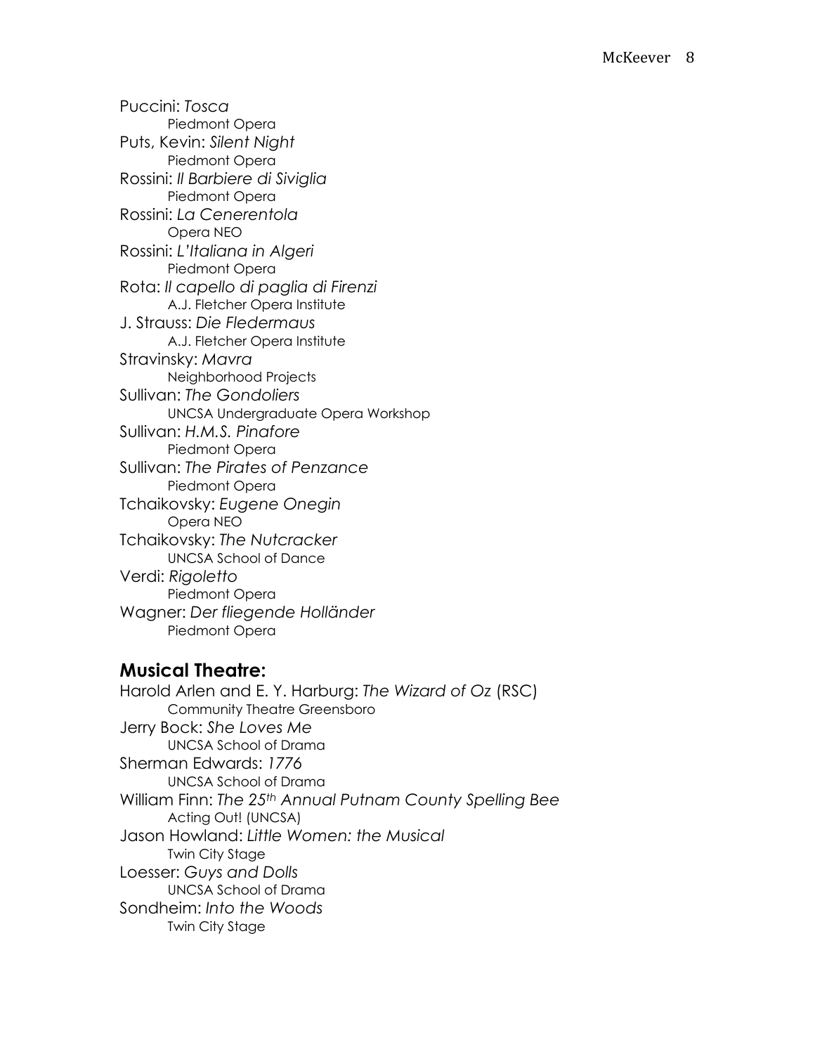Puccini: *Tosca*
  Piedmont Opera
Puts, Kevin: *Silent Night*
  Piedmont Opera
Rossini: *Il Barbiere di Siviglia*
  Piedmont Opera
Rossini: *La Cenerentola*
  Opera NEO
Rossini: *L'Italiana in Algeri*
  Piedmont Opera
Rota: *Il capello di paglia di Firenzi*
  A.J. Fletcher Opera Institute
J. Strauss: *Die Fledermaus*
  A.J. Fletcher Opera Institute
Stravinsky: *Mavra*
  Neighborhood Projects
Sullivan: *The Gondoliers*
  UNCSA Undergraduate Opera Workshop
Sullivan: *H.M.S. Pinafore*
  Piedmont Opera
Sullivan: *The Pirates of Penzance*
  Piedmont Opera
Tchaikovsky: *Eugene Onegin*
  Opera NEO
Tchaikovsky: *The Nutcracker*
  UNCSA School of Dance
Verdi: *Rigoletto*
  Piedmont Opera
Wagner: *Der fliegende Holländer*
  Piedmont Opera

## Musical Theatre:

Harold Arlen and E. Y. Harburg: *The Wizard of Oz* (RSC)
  Community Theatre Greensboro
Jerry Bock: *She Loves Me*
  UNCSA School of Drama
Sherman Edwards: *1776*
  UNCSA School of Drama
William Finn: *The 25th Annual Putnam County Spelling Bee*
  Acting Out! (UNCSA)
Jason Howland: *Little Women: the Musical*
  Twin City Stage
Loesser: *Guys and Dolls*
  UNCSA School of Drama
Sondheim: *Into the Woods*
  Twin City Stage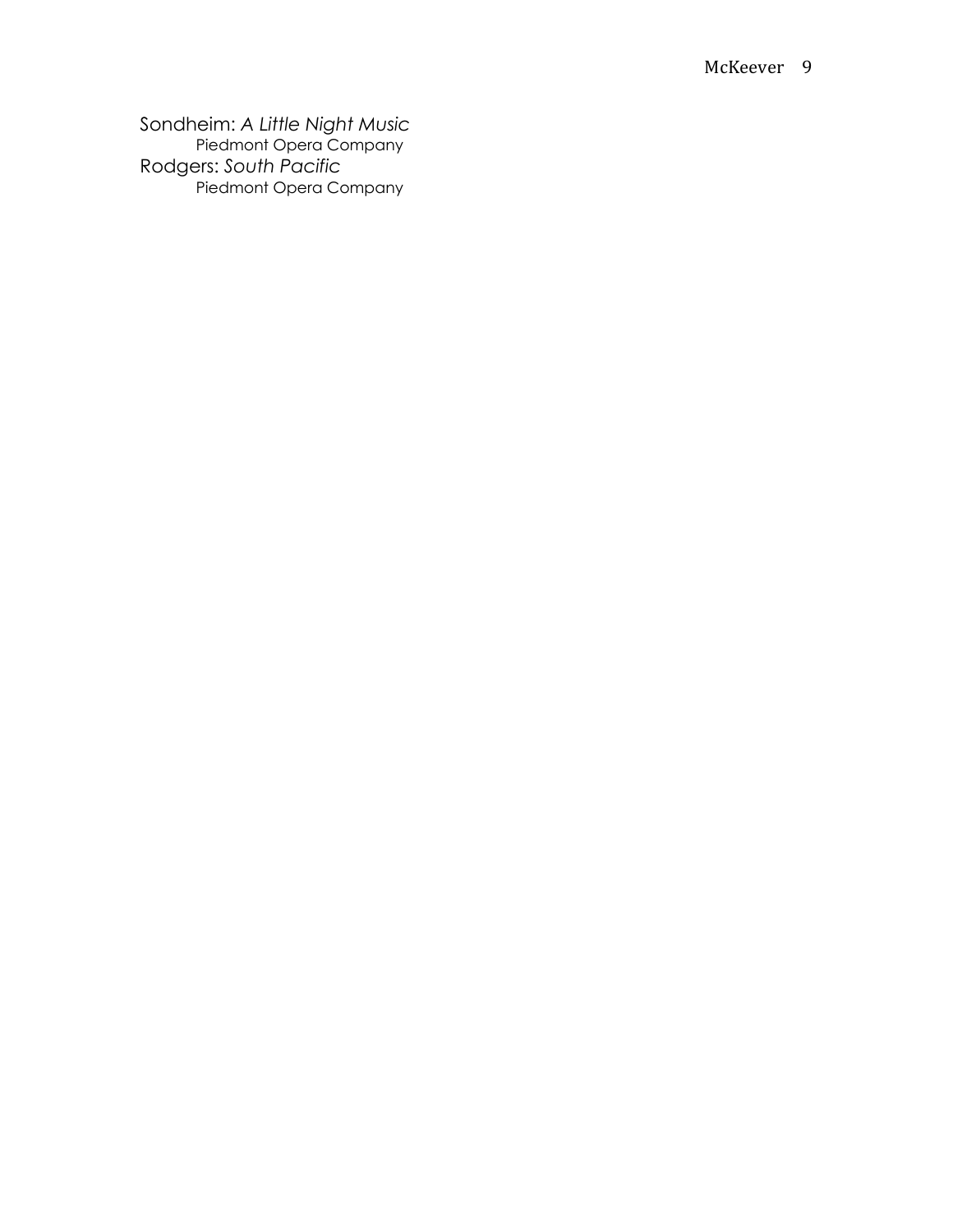Sondheim: *A Little Night Music*
  Piedmont Opera Company
Rodgers: *South Pacific*
  Piedmont Opera Company